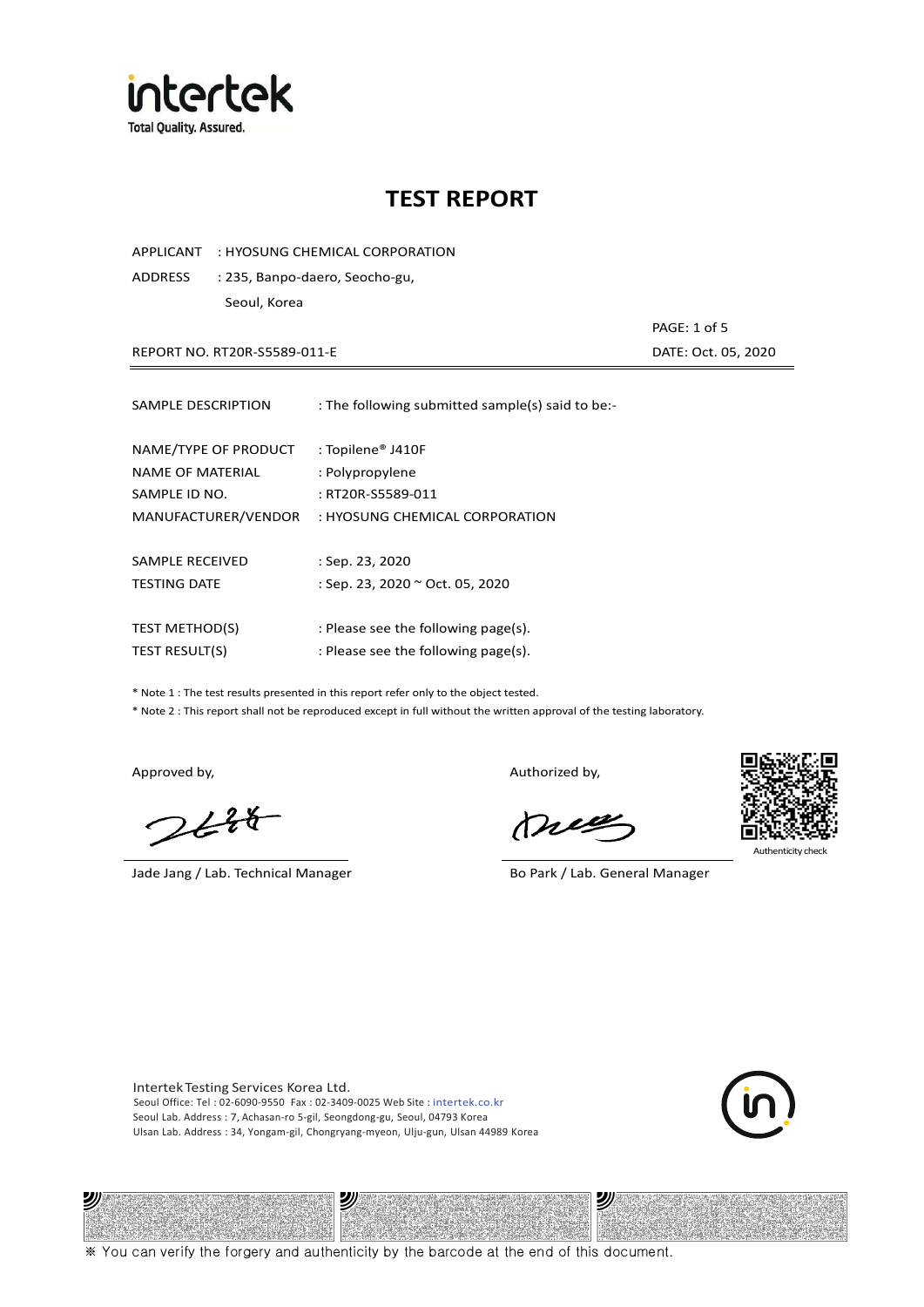# TEST REPORT

APPLICANT : HYOSUNG CHEMICAL CORPORATION

ADDRESS : 235, Banpo-daero, Seocho-gu, Seoul, Korea

REPORT NO. RT20R-S5589-011-E

DATE: Oct. 05, 2020

| | |
|---|---|
| SAMPLE DESCRIPTION | : The following submitted sample(s) said to be:- |
| NAME/TYPE OF PRODUCT | : Topilene® J410F |
| NAME OF MATERIAL | : Polypropylene |
| SAMPLE ID NO. | : RT20R-S5589-011 |
| MANUFACTURER/VENDOR | : HYOSUNG CHEMICAL CORPORATION |
| SAMPLE RECEIVED | : Sep. 23, 2020 |
| TESTING DATE | : Sep. 23, 2020 ~ Oct. 05, 2020 |
| TEST METHOD(S) | : Please see the following page(s). |
| TEST RESULT(S) | : Please see the following page(s). |

* Note 1 : The test results presented in this report refer only to the object tested.
* Note 2 : This report shall not be reproduced except in full without the written approval of the testing laboratory.

Approved by,

Jade Jang / Lab. Technical Manager

Authorized by,

Bo Park / Lab. General Manager

Authenticity check

Intertek Testing Services Korea Ltd.
Seoul Office: Tel : 02-6090-9550 Fax : 02-3409-0025 Web Site : intertek.co.kr
Seoul Lab. Address : 7, Achasan-ro 5-gil, Seongdong-gu, Seoul, 04793 Korea
Ulsan Lab. Address : 34, Yongam-gil, Chongryang-myeon, Ulju-gun, Ulsan 44989 Korea

※ You can verify the forgery and authenticity by the barcode at the end of this document.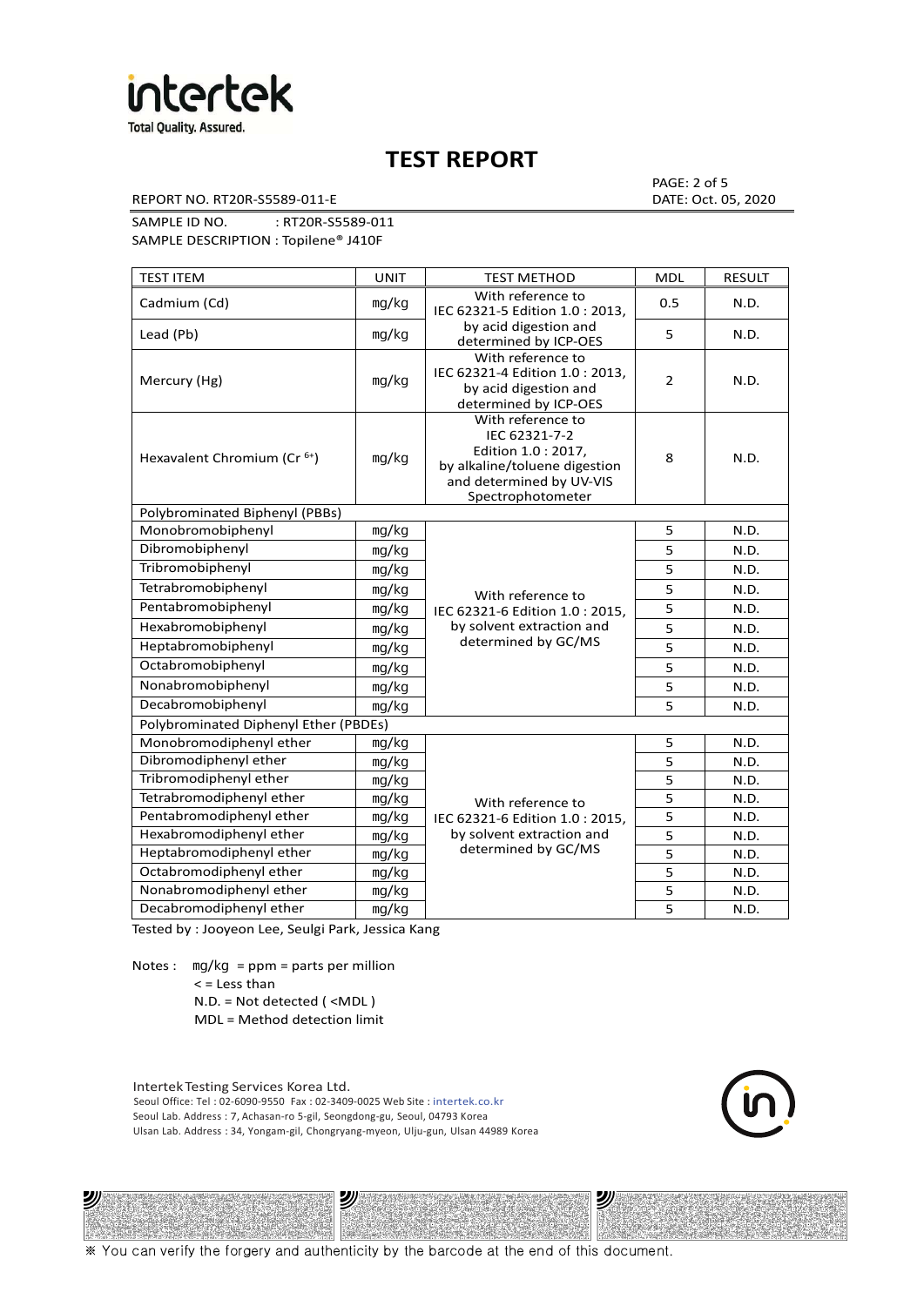# TEST REPORT

REPORT NO. RT20R-S5589-011-E

DATE: Oct. 05, 2020

SAMPLE ID NO. : RT20R-S5589-011

SAMPLE DESCRIPTION : Topilene® J410F

| TEST ITEM | UNIT | TEST METHOD | MDL | RESULT |
|---|---|---|---|---|
| Cadmium (Cd) | mg/kg | With reference to IEC 62321-5 Edition 1.0 : 2013, by acid digestion and determined by ICP-OES | 0.5 | N.D. |
| Lead (Pb) | mg/kg | | 5 | N.D. |
| Mercury (Hg) | mg/kg | With reference to IEC 62321-4 Edition 1.0 : 2013, by acid digestion and determined by ICP-OES | 2 | N.D. |
| Hexavalent Chromium ($Cr^{6+}$) | mg/kg | With reference to IEC 62321-7-2 Edition 1.0 : 2017, by alkaline/toluene digestion and determined by UV-VIS Spectrophotometer | 8 | N.D. |
| Polybrominated Biphenyl (PBBs) | | | | |
| Monobromobiphenyl | mg/kg | With reference to IEC 62321-6 Edition 1.0 : 2015, by solvent extraction and determined by GC/MS | 5 | N.D. |
| Dibromobiphenyl | mg/kg | | 5 | N.D. |
| Tribromobiphenyl | mg/kg | | 5 | N.D. |
| Tetrabromobiphenyl | mg/kg | | 5 | N.D. |
| Pentabromobiphenyl | mg/kg | | 5 | N.D. |
| Hexabromobiphenyl | mg/kg | | 5 | N.D. |
| Heptabromobiphenyl | mg/kg | | 5 | N.D. |
| Octabromobiphenyl | mg/kg | | 5 | N.D. |
| Nonabromobiphenyl | mg/kg | | 5 | N.D. |
| Decabromobiphenyl | mg/kg | | 5 | N.D. |
| Polybrominated Diphenyl Ether (PBDEs) | | | | |
| Monobromodiphenyl ether | mg/kg | With reference to IEC 62321-6 Edition 1.0 : 2015, by solvent extraction and determined by GC/MS | 5 | N.D. |
| Dibromodiphenyl ether | mg/kg | | 5 | N.D. |
| Tribromodiphenyl ether | mg/kg | | 5 | N.D. |
| Tetrabromodiphenyl ether | mg/kg | | 5 | N.D. |
| Pentabromodiphenyl ether | mg/kg | | 5 | N.D. |
| Hexabromodiphenyl ether | mg/kg | | 5 | N.D. |
| Heptabromodiphenyl ether | mg/kg | | 5 | N.D. |
| Octabromodiphenyl ether | mg/kg | | 5 | N.D. |
| Nonabromodiphenyl ether | mg/kg | | 5 | N.D. |
| Decabromodiphenyl ether | mg/kg | | 5 | N.D. |

Tested by : Jooyeon Lee, Seulgi Park, Jessica Kang

Notes : mg/kg = ppm = parts per million
< = Less than
N.D. = Not detected ( <MDL )
MDL = Method detection limit

Intertek Testing Services Korea Ltd.
Seoul Office: Tel : 02-6090-9550 Fax : 02-3409-0025 Web Site : intertek.co.kr
Seoul Lab. Address : 7, Achasan-ro 5-gil, Seongdong-gu, Seoul, 04793 Korea
Ulsan Lab. Address : 34, Yongam-gil, Chongryang-myeon, Ulju-gun, Ulsan 44989 Korea

※ You can verify the forgery and authenticity by the barcode at the end of this document.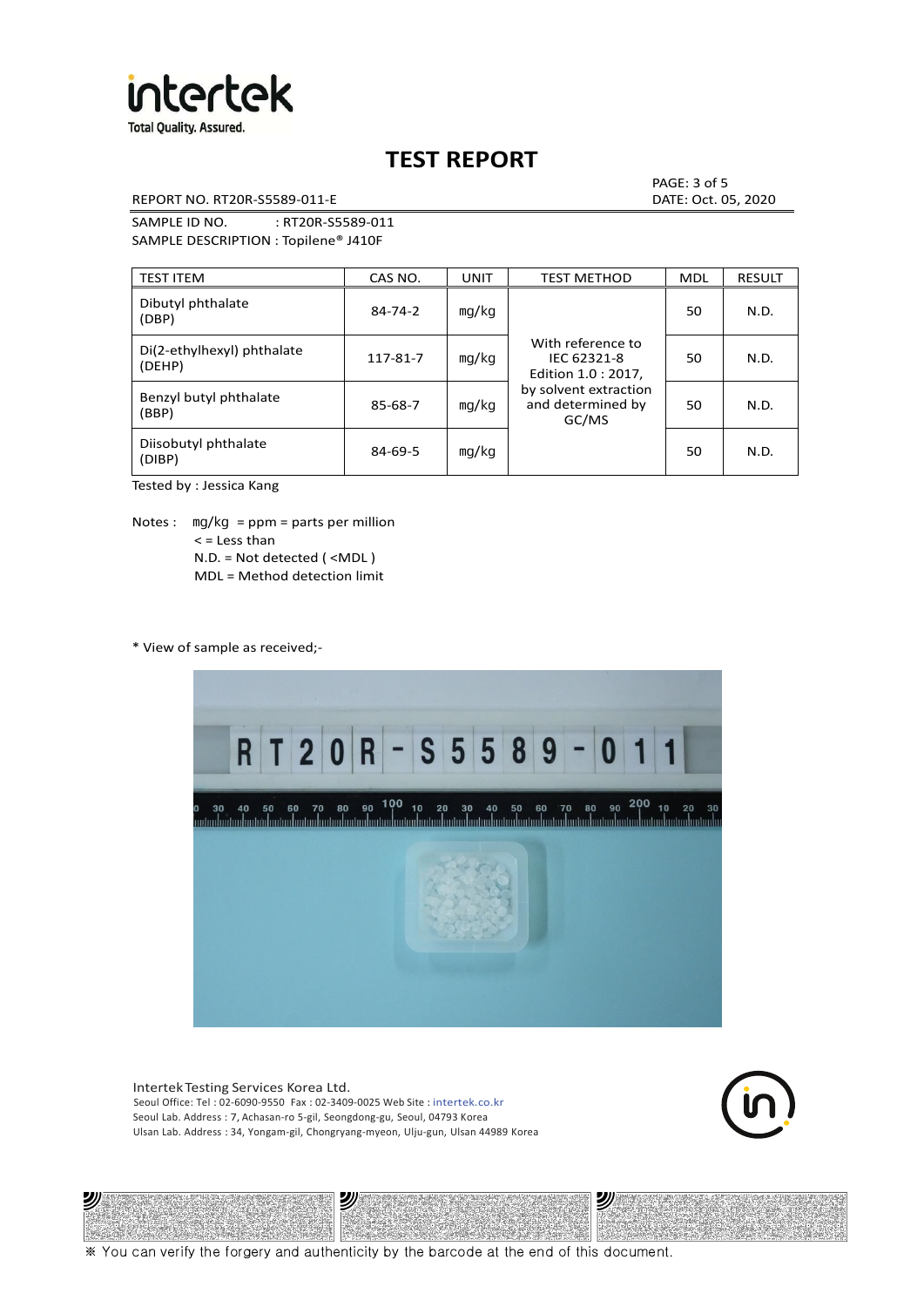# TEST REPORT

REPORT NO. RT20R-S5589-011-E

DATE: Oct. 05, 2020

SAMPLE ID NO. : RT20R-S5589-011

SAMPLE DESCRIPTION : Topilene® J410F

| TEST ITEM | CAS NO. | UNIT | TEST METHOD | MDL | RESULT |
|---|---|---|---|---|---|
| Dibutyl phthalate (DBP) | 84-74-2 | mg/kg | With reference to IEC 62321-8 Edition 1.0 : 2017, by solvent extraction and determined by GC/MS | 50 | N.D. |
| Di(2-ethylhexyl) phthalate (DEHP) | 117-81-7 | mg/kg | | 50 | N.D. |
| Benzyl butyl phthalate (BBP) | 85-68-7 | mg/kg | | 50 | N.D. |
| Diisobutyl phthalate (DIBP) | 84-69-5 | mg/kg | | 50 | N.D. |

Tested by : Jessica Kang

Notes : mg/kg = ppm = parts per million
< = Less than
N.D. = Not detected ( <MDL )
MDL = Method detection limit

* View of sample as received;-

Intertek Testing Services Korea Ltd.
Seoul Office: Tel : 02-6090-9550 Fax : 02-3409-0025 Web Site : intertek.co.kr
Seoul Lab. Address : 7, Achasan-ro 5-gil, Seongdong-gu, Seoul, 04793 Korea
Ulsan Lab. Address : 34, Yongam-gil, Chongryang-myeon, Ulju-gun, Ulsan 44989 Korea

※ You can verify the forgery and authenticity by the barcode at the end of this document.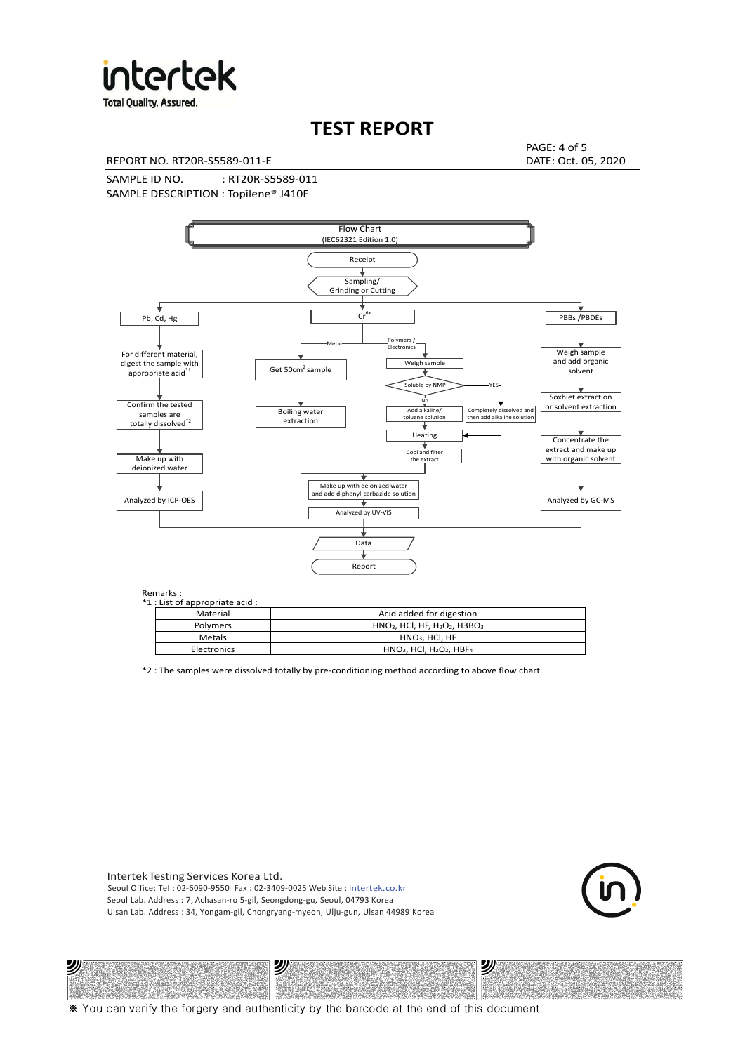# TEST REPORT

REPORT NO. RT20R-S5589-011-E

DATE: Oct. 05, 2020

SAMPLE ID NO. : RT20R-S5589-011

SAMPLE DESCRIPTION : Topilene® J410F

**Flow Chart (IEC62321 Edition 1.0)**

Receipt → Sampling/ Grinding or Cutting

- Pb, Cd, Hg → For different material, digest the sample with appropriate acid*1 → Confirm the tested samples are totally dissolved*2 → Make up with deionized water → Analyzed by ICP-OES
- $Cr^{6+}$
  - Metal → Get $50cm^2$ sample → Boiling water extraction → Make up with deionized water and add diphenyl-carbazide solution → Analyzed by UV-VIS
  - Polymers / Electronics → Weigh sample → Soluble by NMP
    - No → Add alkaline/ toluene solution → Heating → Cool and filter the extract → Make up with deionized water and add diphenyl-carbazide solution → Analyzed by UV-VIS
    - YES → Completely dissolved and then add alkaline solution → Heating
- PBBs /PBDEs → Weigh sample and add organic solvent → Soxhlet extraction or solvent extraction → Concentrate the extract and make up with organic solvent → Analyzed by GC-MS

→ Data → Report

Remarks :

*1 : List of appropriate acid :

| Material | Acid added for digestion |
|---|---|
| Polymers | $HNO_3$, HCl, HF, $H_2O_2$, $H3BO_3$ |
| Metals | $HNO_3$, HCl, HF |
| Electronics | $HNO_3$, HCl, $H_2O_2$, $HBF_4$ |

*2 : The samples were dissolved totally by pre-conditioning method according to above flow chart.

Intertek Testing Services Korea Ltd.
Seoul Office: Tel : 02-6090-9550 Fax : 02-3409-0025 Web Site : intertek.co.kr
Seoul Lab. Address : 7, Achasan-ro 5-gil, Seongdong-gu, Seoul, 04793 Korea
Ulsan Lab. Address : 34, Yongam-gil, Chongryang-myeon, Ulju-gun, Ulsan 44989 Korea

※ You can verify the forgery and authenticity by the barcode at the end of this document.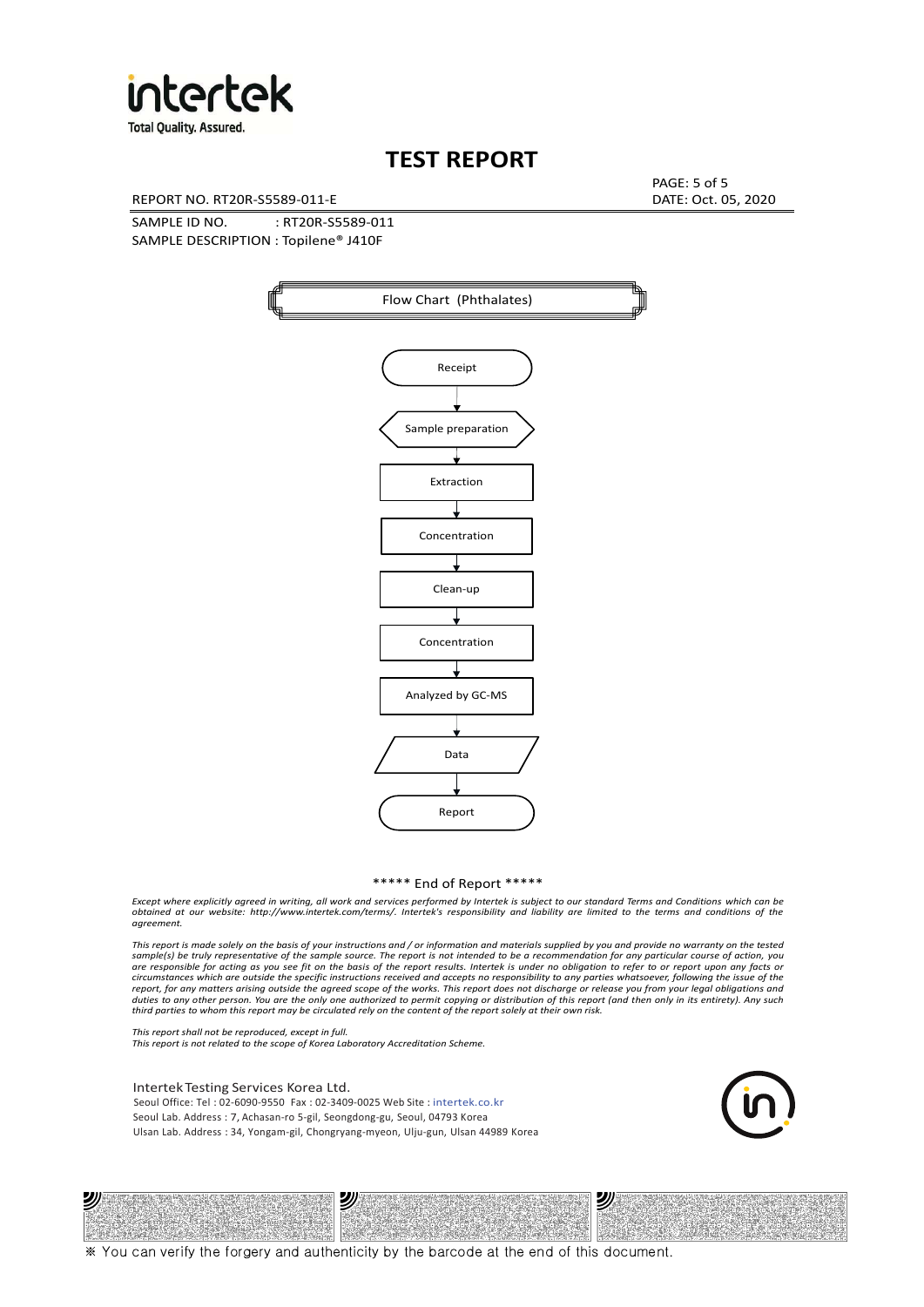# TEST REPORT

REPORT NO. RT20R-S5589-011-E

DATE: Oct. 05, 2020

SAMPLE ID NO. : RT20R-S5589-011

SAMPLE DESCRIPTION : Topilene® J410F

## Flow Chart (Phthalates)

Receipt

Sample preparation

Extraction

Concentration

Clean-up

Concentration

Analyzed by GC-MS

Data

Report

***** End of Report *****

*Except where explicitly agreed in writing, all work and services performed by Intertek is subject to our standard Terms and Conditions which can be obtained at our website: http://www.intertek.com/terms/. Intertek's responsibility and liability are limited to the terms and conditions of the agreement.*

*This report is made solely on the basis of your instructions and / or information and materials supplied by you and provide no warranty on the tested sample(s) be truly representative of the sample source. The report is not intended to be a recommendation for any particular course of action, you are responsible for acting as you see fit on the basis of the report results. Intertek is under no obligation to refer to or report upon any facts or circumstances which are outside the specific instructions received and accepts no responsibility to any parties whatsoever, following the issue of the report, for any matters arising outside the agreed scope of the works. This report does not discharge or release you from your legal obligations and duties to any other person. You are the only one authorized to permit copying or distribution of this report (and then only in its entirety). Any such third parties to whom this report may be circulated rely on the content of the report solely at their own risk.*

*This report shall not be reproduced, except in full.*
*This report is not related to the scope of Korea Laboratory Accreditation Scheme.*

Intertek Testing Services Korea Ltd.
Seoul Office: Tel : 02-6090-9550 Fax : 02-3409-0025 Web Site : intertek.co.kr
Seoul Lab. Address : 7, Achasan-ro 5-gil, Seongdong-gu, Seoul, 04793 Korea
Ulsan Lab. Address : 34, Yongam-gil, Chongryang-myeon, Ulju-gun, Ulsan 44989 Korea

※ You can verify the forgery and authenticity by the barcode at the end of this document.